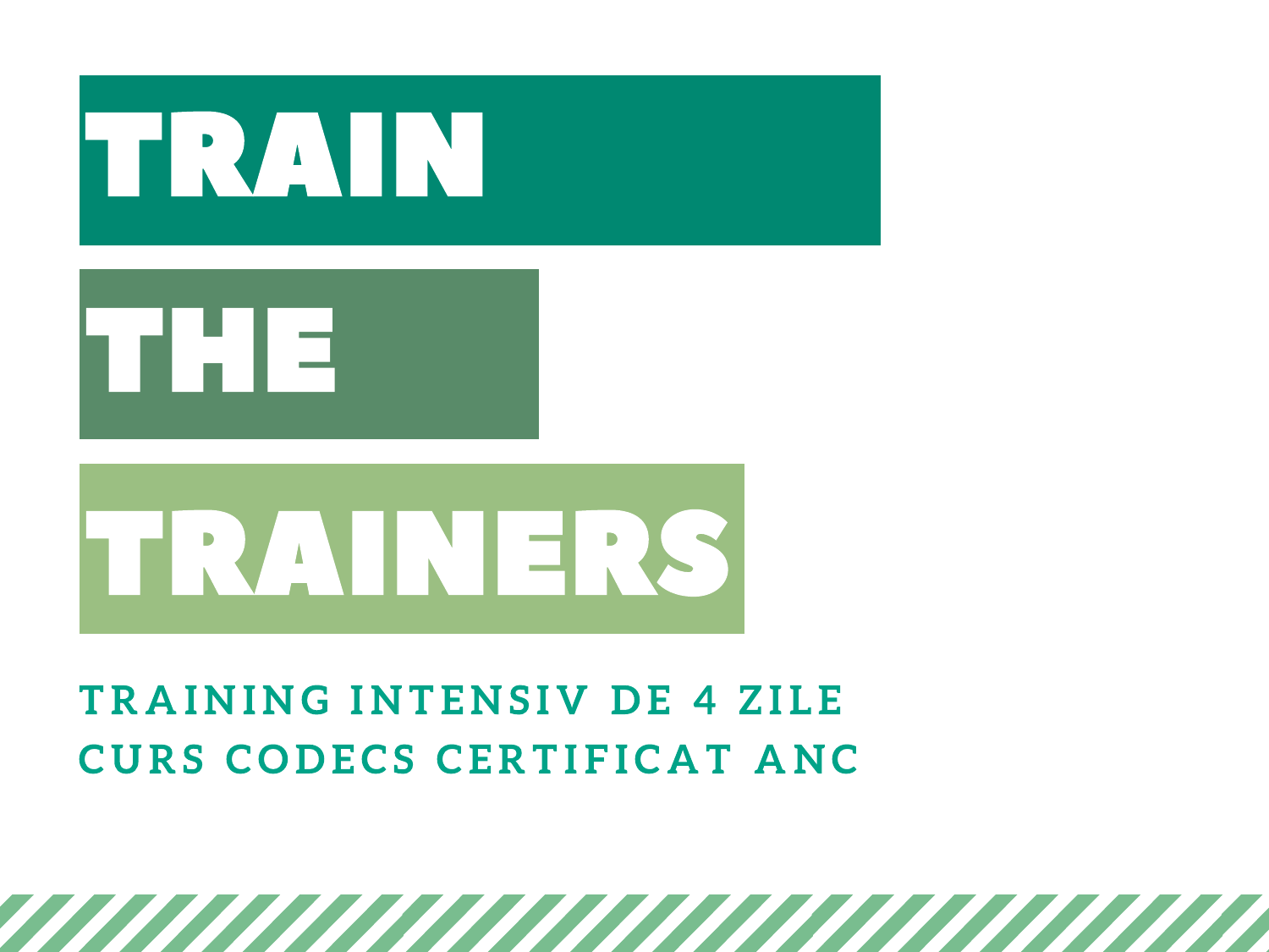# TRAIN THE TRAINERS

**TRAINING INTENSIV DE 4 ZILE**

**CURS CODECS CERTIFICAT ANC**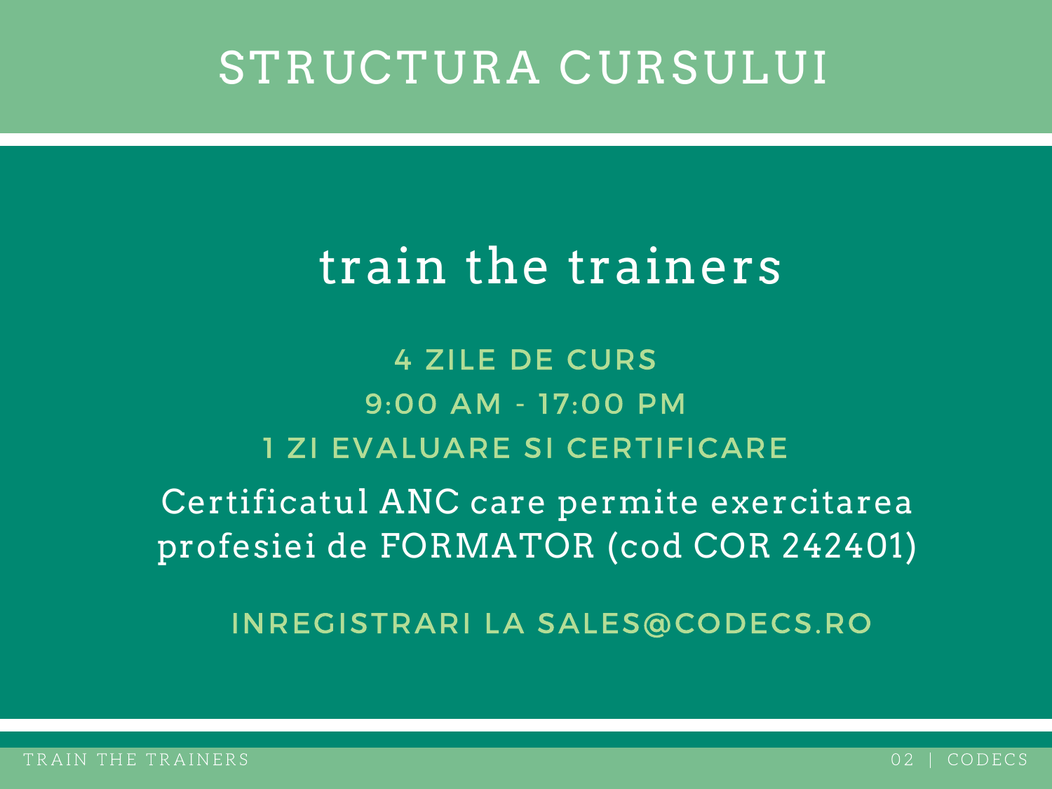# STRUCTURA CURSULUI

## train the trainers

4 ZILE DE CURS

9:00 AM - 17:00 PM

1 ZI EVALUARE SI CERTIFICARE

Certificatul ANC care permite exercitarea profesiei de FORMATOR (cod COR 242401)

INREGISTRARI LA SALES@CODECS.RO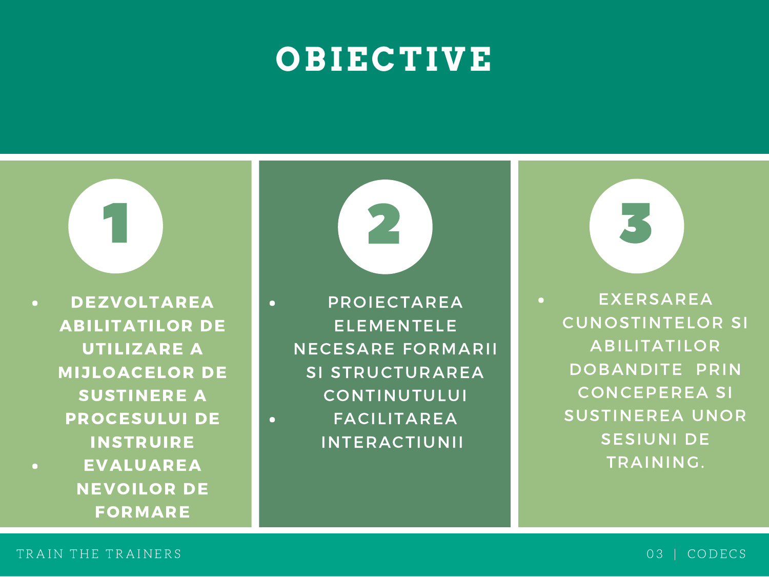# OBIECTIVE

## 1

- **DEZVOLTAREA ABILITATILOR DE UTILIZARE A MIJLOACELOR DE SUSTINERE A PROCESULUI DE INSTRUIRE**
- **EVALUAREA NEVOILOR DE FORMARE**

## 2

- PROIECTAREA ELEMENTELE NECESARE FORMARII SI STRUCTURAREA CONTINUTULUI
- FACILITAREA INTERACTIUNII

## 3

- EXERSAREA CUNOSTINTELOR SI ABILITATILOR DOBANDITE PRIN CONCEPEREA SI SUSTINEREA UNOR SESIUNI DE TRAINING.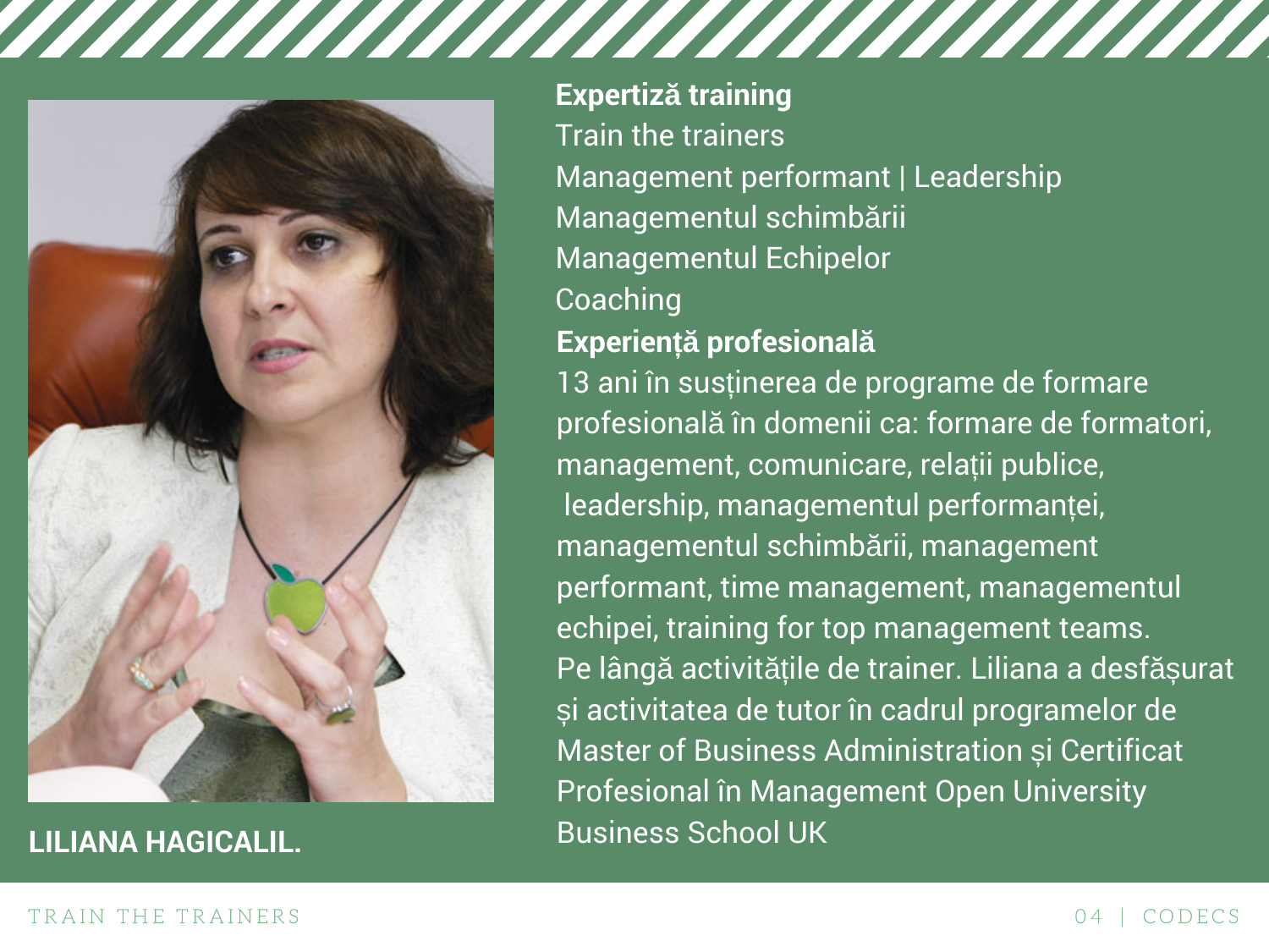**LILIANA HAGICALIL.**

**Expertiză training**

Train the trainers
Management performant | Leadership
Managementul schimbării
Managementul Echipelor
Coaching

**Experiență profesională**

13 ani în susținerea de programe de formare profesională în domenii ca: formare de formatori, management, comunicare, relații publice, leadership, managementul performanței, managementul schimbării, management performant, time management, managementul echipei, training for top management teams.
Pe lângă activitățile de trainer. Liliana a desfășurat și activitatea de tutor în cadrul programelor de Master of Business Administration și Certificat Profesional în Management Open University Business School UK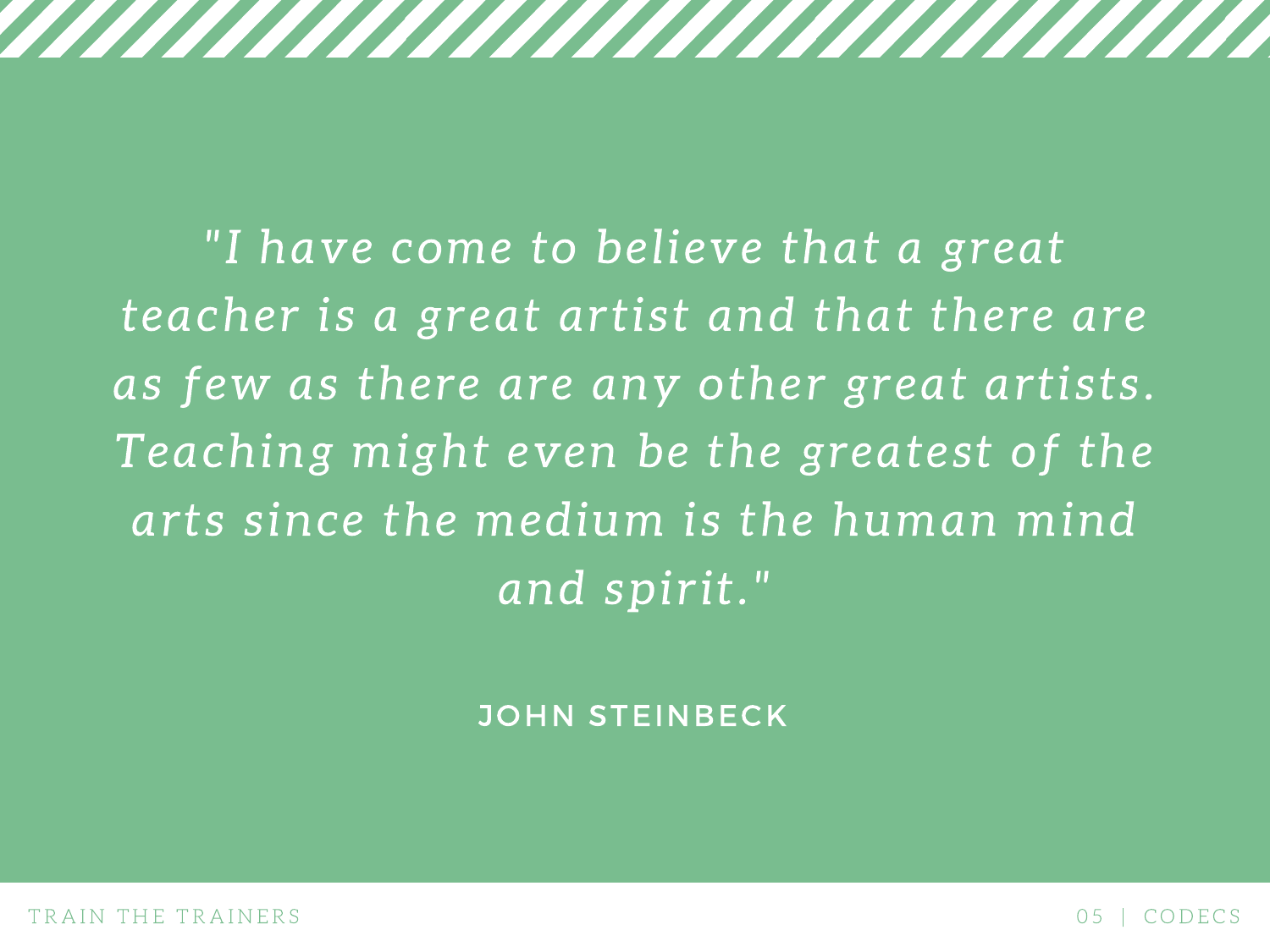*"I have come to believe that a great teacher is a great artist and that there are as few as there are any other great artists. Teaching might even be the greatest of the arts since the medium is the human mind and spirit."*

JOHN STEINBECK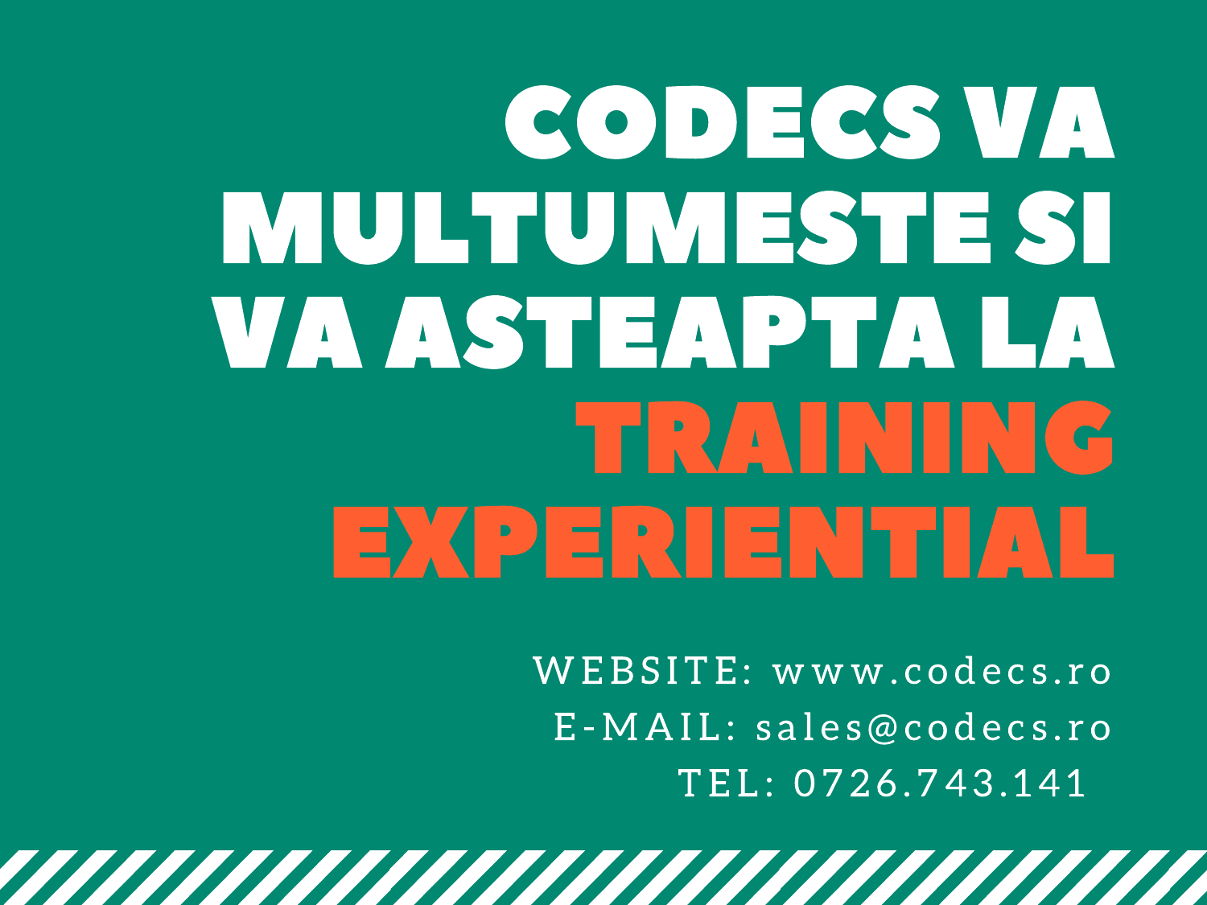# CODECS VA MULTUMESTE SI VA ASTEAPTA LA TRAINING EXPERIENTIAL

WEBSITE: www.codecs.ro

E-MAIL: sales@codecs.ro

TEL: 0726.743.141